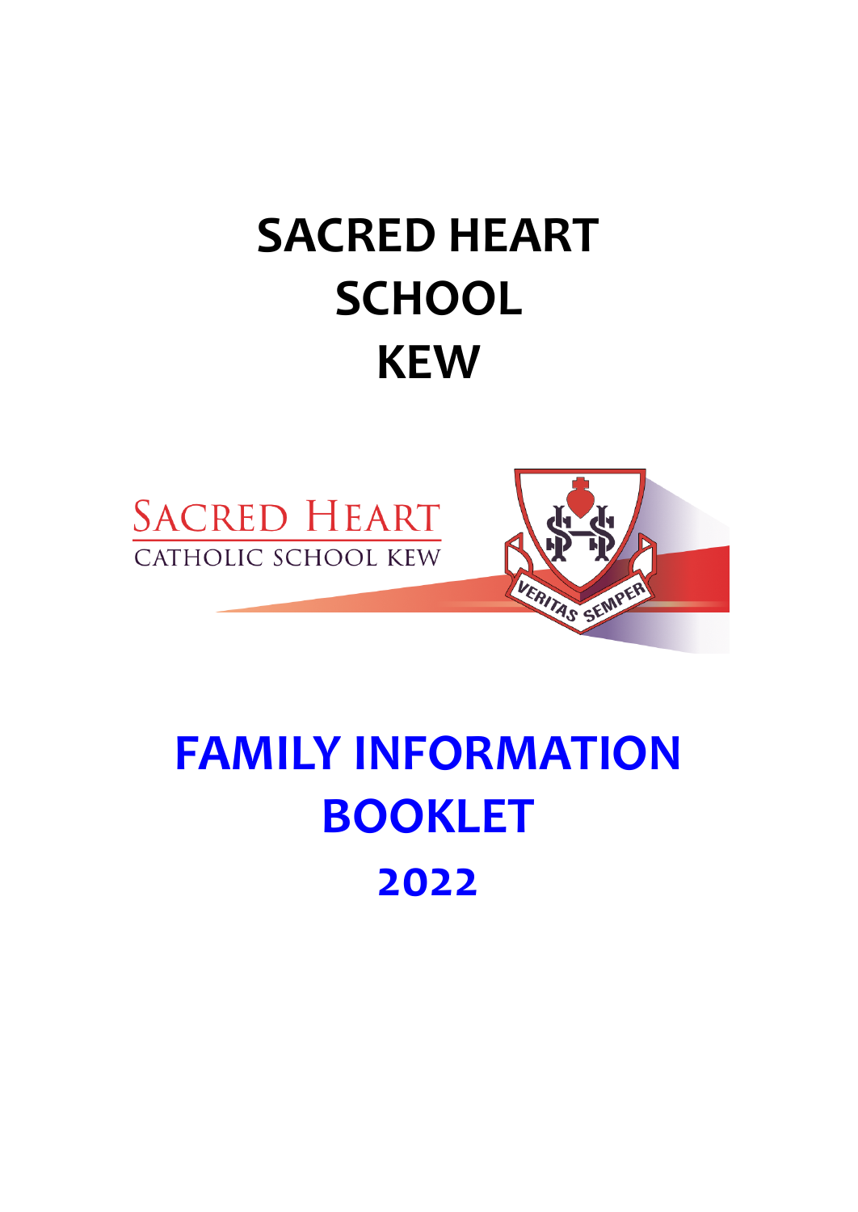# SACRED HEART SCHOOL KEW

SACRED HEART
CATHOLIC SCHOOL KEW

VERITAS SEMPER

# FAMILY INFORMATION BOOKLET

## 2022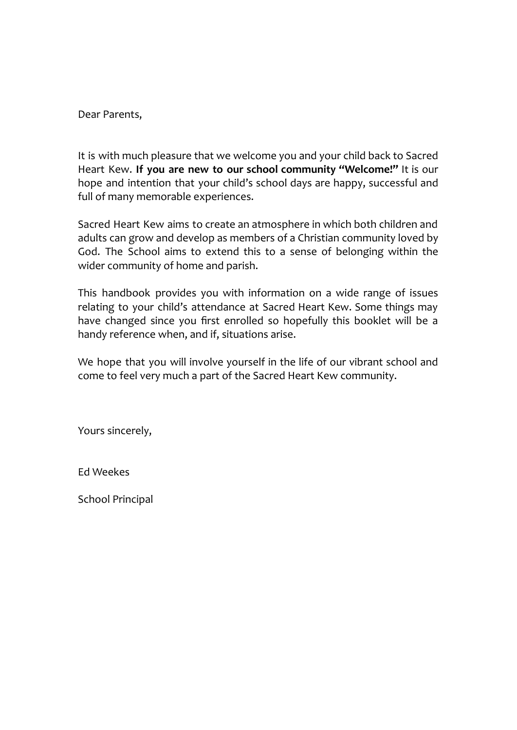Dear Parents,

It is with much pleasure that we welcome you and your child back to Sacred Heart Kew. **If you are new to our school community "Welcome!"** It is our hope and intention that your child's school days are happy, successful and full of many memorable experiences.

Sacred Heart Kew aims to create an atmosphere in which both children and adults can grow and develop as members of a Christian community loved by God. The School aims to extend this to a sense of belonging within the wider community of home and parish.

This handbook provides you with information on a wide range of issues relating to your child's attendance at Sacred Heart Kew. Some things may have changed since you first enrolled so hopefully this booklet will be a handy reference when, and if, situations arise.

We hope that you will involve yourself in the life of our vibrant school and come to feel very much a part of the Sacred Heart Kew community.

Yours sincerely,

Ed Weekes

School Principal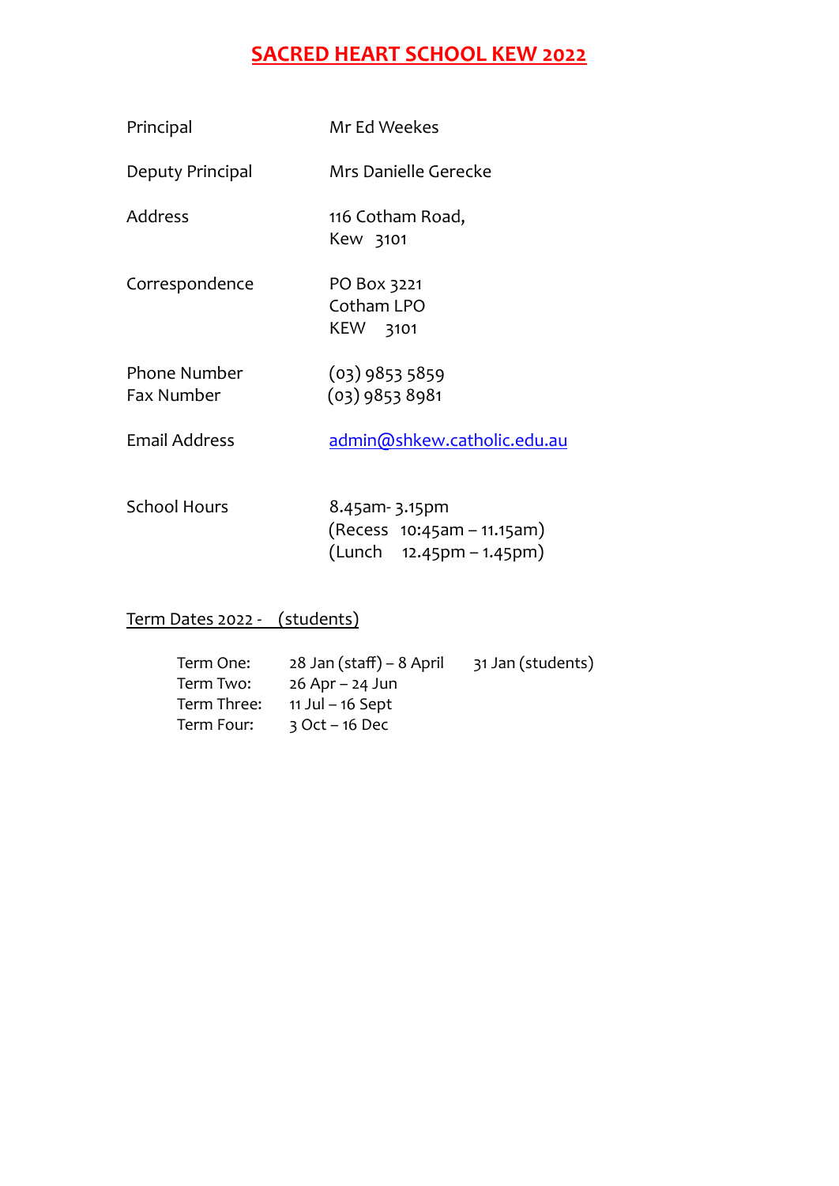# SACRED HEART SCHOOL KEW 2022

| | |
|---|---|
| Principal | Mr Ed Weekes |
| Deputy Principal | Mrs Danielle Gerecke |
| Address | 116 Cotham Road,<br>Kew 3101 |
| Correspondence | PO Box 3221<br>Cotham LPO<br>KEW 3101 |
| Phone Number<br>Fax Number | (03) 9853 5859<br>(03) 9853 8981 |
| Email Address | admin@shkew.catholic.edu.au |
| School Hours | 8.45am- 3.15pm<br>(Recess 10:45am – 11.15am)<br>(Lunch 12.45pm – 1.45pm) |

Term Dates 2022 - (students)

| | | |
|---|---|---|
| Term One: | 28 Jan (staff) – 8 April | 31 Jan (students) |
| Term Two: | 26 Apr – 24 Jun | |
| Term Three: | 11 Jul – 16 Sept | |
| Term Four: | 3 Oct – 16 Dec | |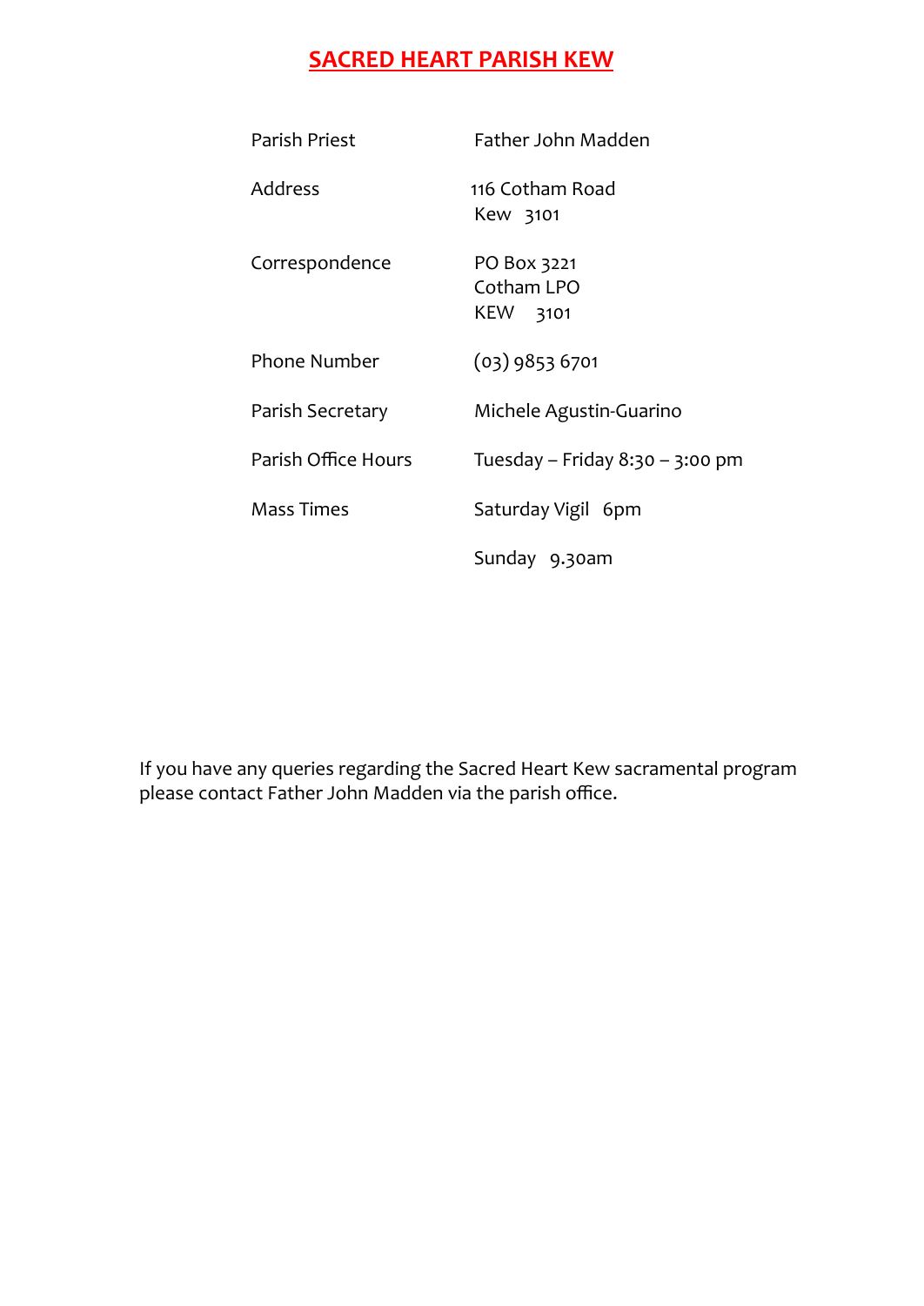# SACRED HEART PARISH KEW

| | |
|---|---|
| Parish Priest | Father John Madden |
| Address | 116 Cotham Road<br>Kew 3101 |
| Correspondence | PO Box 3221<br>Cotham LPO<br>KEW 3101 |
| Phone Number | (03) 9853 6701 |
| Parish Secretary | Michele Agustin-Guarino |
| Parish Office Hours | Tuesday – Friday 8:30 – 3:00 pm |
| Mass Times | Saturday Vigil 6pm |
| | Sunday 9.30am |

If you have any queries regarding the Sacred Heart Kew sacramental program please contact Father John Madden via the parish office.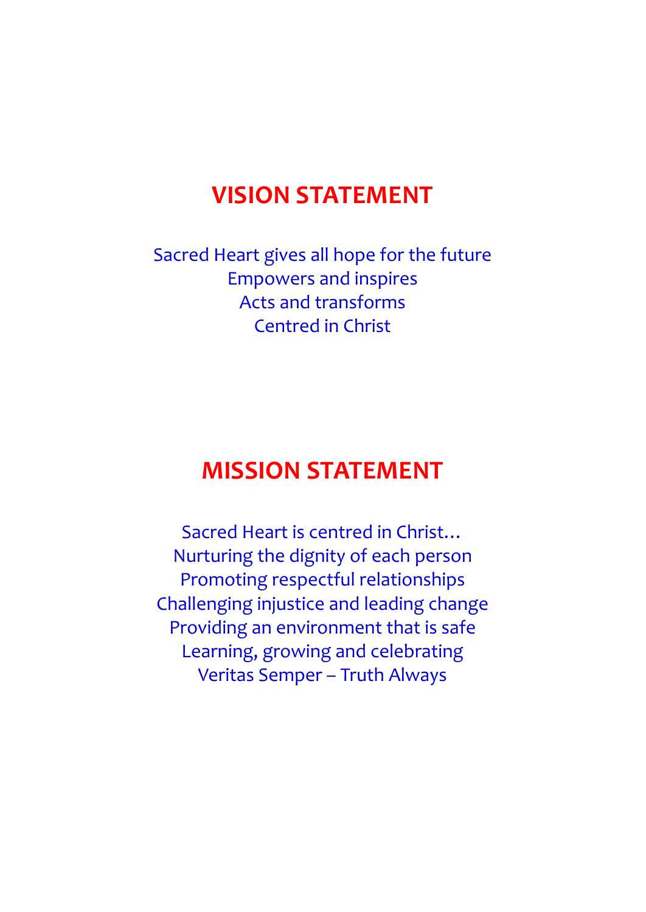# VISION STATEMENT

Sacred Heart gives all hope for the future
Empowers and inspires
Acts and transforms
Centred in Christ

# MISSION STATEMENT

Sacred Heart is centred in Christ…
Nurturing the dignity of each person
Promoting respectful relationships
Challenging injustice and leading change
Providing an environment that is safe
Learning, growing and celebrating
Veritas Semper – Truth Always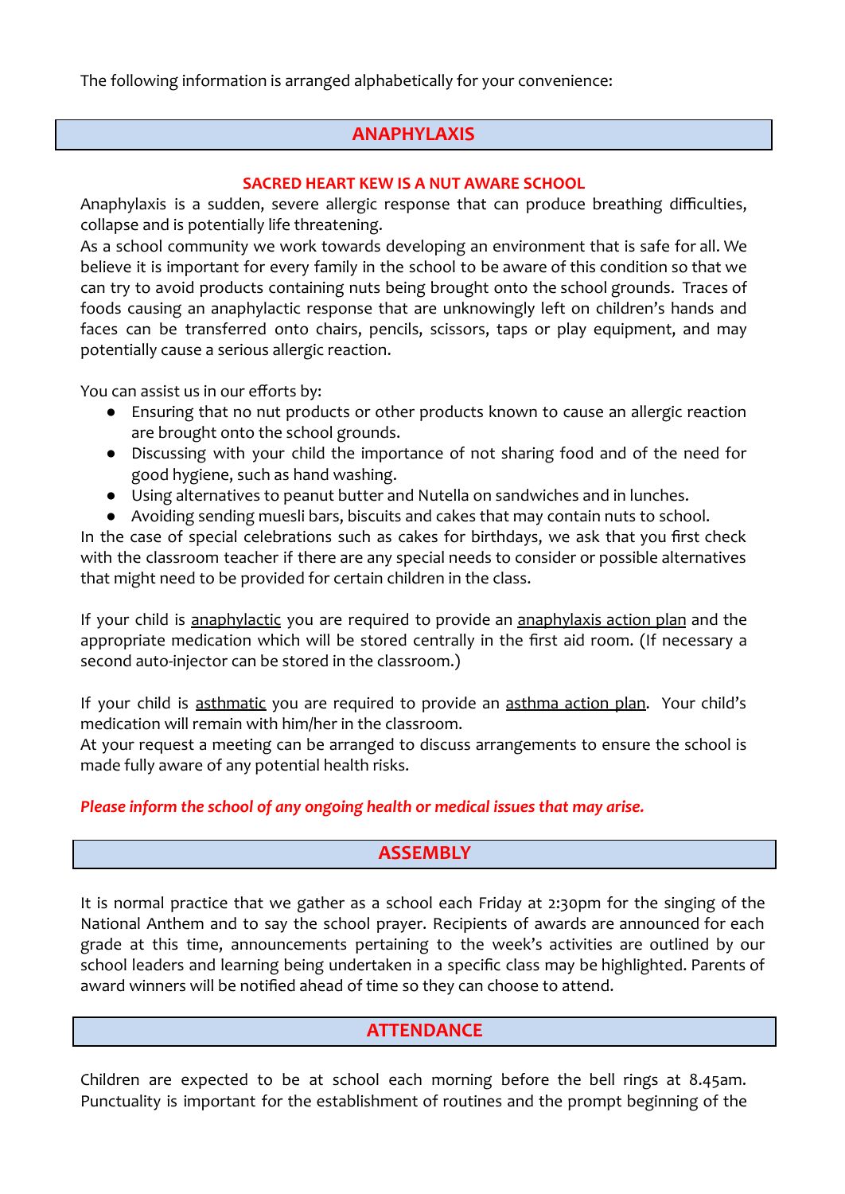The following information is arranged alphabetically for your convenience:

## ANAPHYLAXIS

**SACRED HEART KEW IS A NUT AWARE SCHOOL**

Anaphylaxis is a sudden, severe allergic response that can produce breathing difficulties, collapse and is potentially life threatening.

As a school community we work towards developing an environment that is safe for all. We believe it is important for every family in the school to be aware of this condition so that we can try to avoid products containing nuts being brought onto the school grounds. Traces of foods causing an anaphylactic response that are unknowingly left on children's hands and faces can be transferred onto chairs, pencils, scissors, taps or play equipment, and may potentially cause a serious allergic reaction.

You can assist us in our efforts by:

- Ensuring that no nut products or other products known to cause an allergic reaction are brought onto the school grounds.
- Discussing with your child the importance of not sharing food and of the need for good hygiene, such as hand washing.
- Using alternatives to peanut butter and Nutella on sandwiches and in lunches.
- Avoiding sending muesli bars, biscuits and cakes that may contain nuts to school.

In the case of special celebrations such as cakes for birthdays, we ask that you first check with the classroom teacher if there are any special needs to consider or possible alternatives that might need to be provided for certain children in the class.

If your child is anaphylactic you are required to provide an anaphylaxis action plan and the appropriate medication which will be stored centrally in the first aid room. (If necessary a second auto-injector can be stored in the classroom.)

If your child is asthmatic you are required to provide an asthma action plan. Your child's medication will remain with him/her in the classroom.

At your request a meeting can be arranged to discuss arrangements to ensure the school is made fully aware of any potential health risks.

***Please inform the school of any ongoing health or medical issues that may arise.***

## ASSEMBLY

It is normal practice that we gather as a school each Friday at 2:30pm for the singing of the National Anthem and to say the school prayer. Recipients of awards are announced for each grade at this time, announcements pertaining to the week's activities are outlined by our school leaders and learning being undertaken in a specific class may be highlighted. Parents of award winners will be notified ahead of time so they can choose to attend.

## ATTENDANCE

Children are expected to be at school each morning before the bell rings at 8.45am. Punctuality is important for the establishment of routines and the prompt beginning of the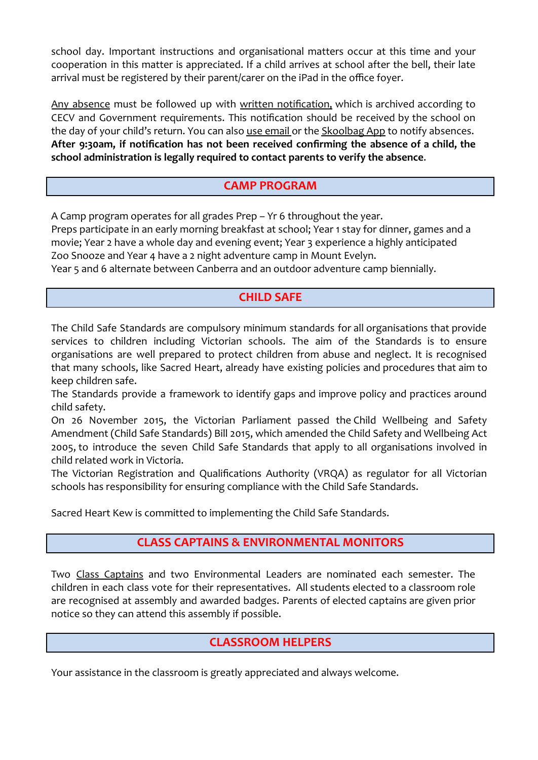school day. Important instructions and organisational matters occur at this time and your cooperation in this matter is appreciated. If a child arrives at school after the bell, their late arrival must be registered by their parent/carer on the iPad in the office foyer.

Any absence must be followed up with written notification, which is archived according to CECV and Government requirements. This notification should be received by the school on the day of your child's return. You can also use email or the Skoolbag App to notify absences. **After 9:30am, if notification has not been received confirming the absence of a child, the school administration is legally required to contact parents to verify the absence**.

## CAMP PROGRAM

A Camp program operates for all grades Prep – Yr 6 throughout the year.
Preps participate in an early morning breakfast at school; Year 1 stay for dinner, games and a movie; Year 2 have a whole day and evening event; Year 3 experience a highly anticipated Zoo Snooze and Year 4 have a 2 night adventure camp in Mount Evelyn.
Year 5 and 6 alternate between Canberra and an outdoor adventure camp biennially.

## CHILD SAFE

The Child Safe Standards are compulsory minimum standards for all organisations that provide services to children including Victorian schools. The aim of the Standards is to ensure organisations are well prepared to protect children from abuse and neglect. It is recognised that many schools, like Sacred Heart, already have existing policies and procedures that aim to keep children safe.
The Standards provide a framework to identify gaps and improve policy and practices around child safety.
On 26 November 2015, the Victorian Parliament passed the Child Wellbeing and Safety Amendment (Child Safe Standards) Bill 2015, which amended the Child Safety and Wellbeing Act 2005, to introduce the seven Child Safe Standards that apply to all organisations involved in child related work in Victoria.
The Victorian Registration and Qualifications Authority (VRQA) as regulator for all Victorian schools has responsibility for ensuring compliance with the Child Safe Standards.

Sacred Heart Kew is committed to implementing the Child Safe Standards.

## CLASS CAPTAINS & ENVIRONMENTAL MONITORS

Two Class Captains and two Environmental Leaders are nominated each semester. The children in each class vote for their representatives. All students elected to a classroom role are recognised at assembly and awarded badges. Parents of elected captains are given prior notice so they can attend this assembly if possible.

## CLASSROOM HELPERS

Your assistance in the classroom is greatly appreciated and always welcome.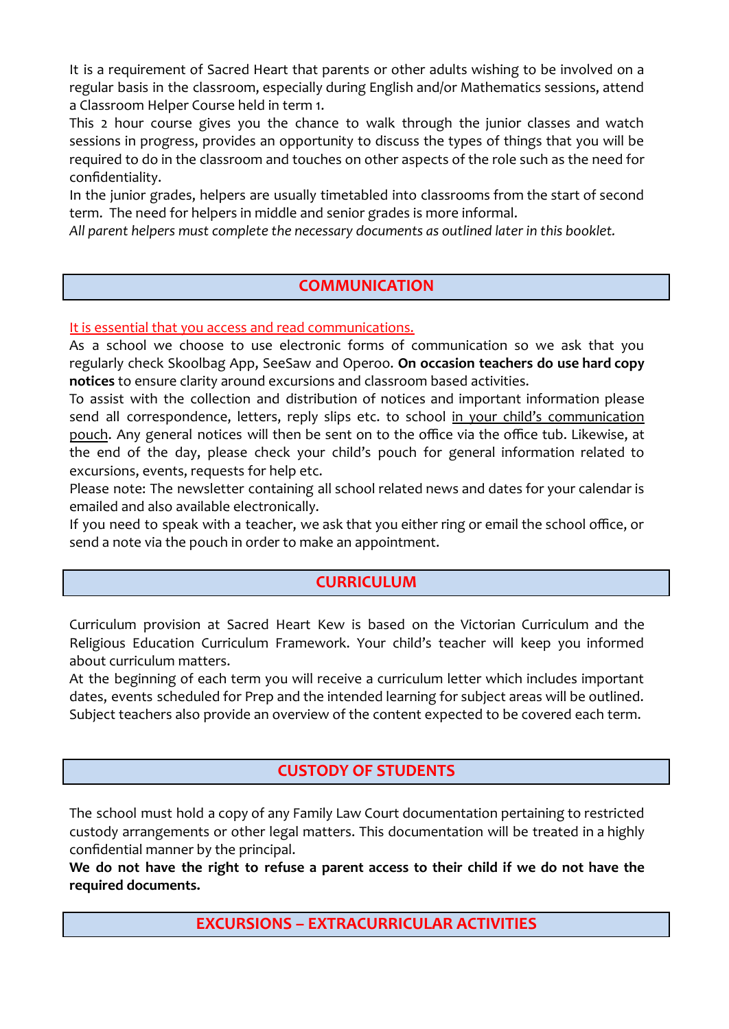It is a requirement of Sacred Heart that parents or other adults wishing to be involved on a regular basis in the classroom, especially during English and/or Mathematics sessions, attend a Classroom Helper Course held in term 1.

This 2 hour course gives you the chance to walk through the junior classes and watch sessions in progress, provides an opportunity to discuss the types of things that you will be required to do in the classroom and touches on other aspects of the role such as the need for confidentiality.

In the junior grades, helpers are usually timetabled into classrooms from the start of second term. The need for helpers in middle and senior grades is more informal.

*All parent helpers must complete the necessary documents as outlined later in this booklet.*

## COMMUNICATION

It is essential that you access and read communications.

As a school we choose to use electronic forms of communication so we ask that you regularly check Skoolbag App, SeeSaw and Operoo. **On occasion teachers do use hard copy notices** to ensure clarity around excursions and classroom based activities.

To assist with the collection and distribution of notices and important information please send all correspondence, letters, reply slips etc. to school in your child's communication pouch. Any general notices will then be sent on to the office via the office tub. Likewise, at the end of the day, please check your child's pouch for general information related to excursions, events, requests for help etc.

Please note: The newsletter containing all school related news and dates for your calendar is emailed and also available electronically.

If you need to speak with a teacher, we ask that you either ring or email the school office, or send a note via the pouch in order to make an appointment.

## CURRICULUM

Curriculum provision at Sacred Heart Kew is based on the Victorian Curriculum and the Religious Education Curriculum Framework. Your child's teacher will keep you informed about curriculum matters.

At the beginning of each term you will receive a curriculum letter which includes important dates, events scheduled for Prep and the intended learning for subject areas will be outlined. Subject teachers also provide an overview of the content expected to be covered each term.

## CUSTODY OF STUDENTS

The school must hold a copy of any Family Law Court documentation pertaining to restricted custody arrangements or other legal matters. This documentation will be treated in a highly confidential manner by the principal.

**We do not have the right to refuse a parent access to their child if we do not have the required documents.**

## EXCURSIONS – EXTRACURRICULAR ACTIVITIES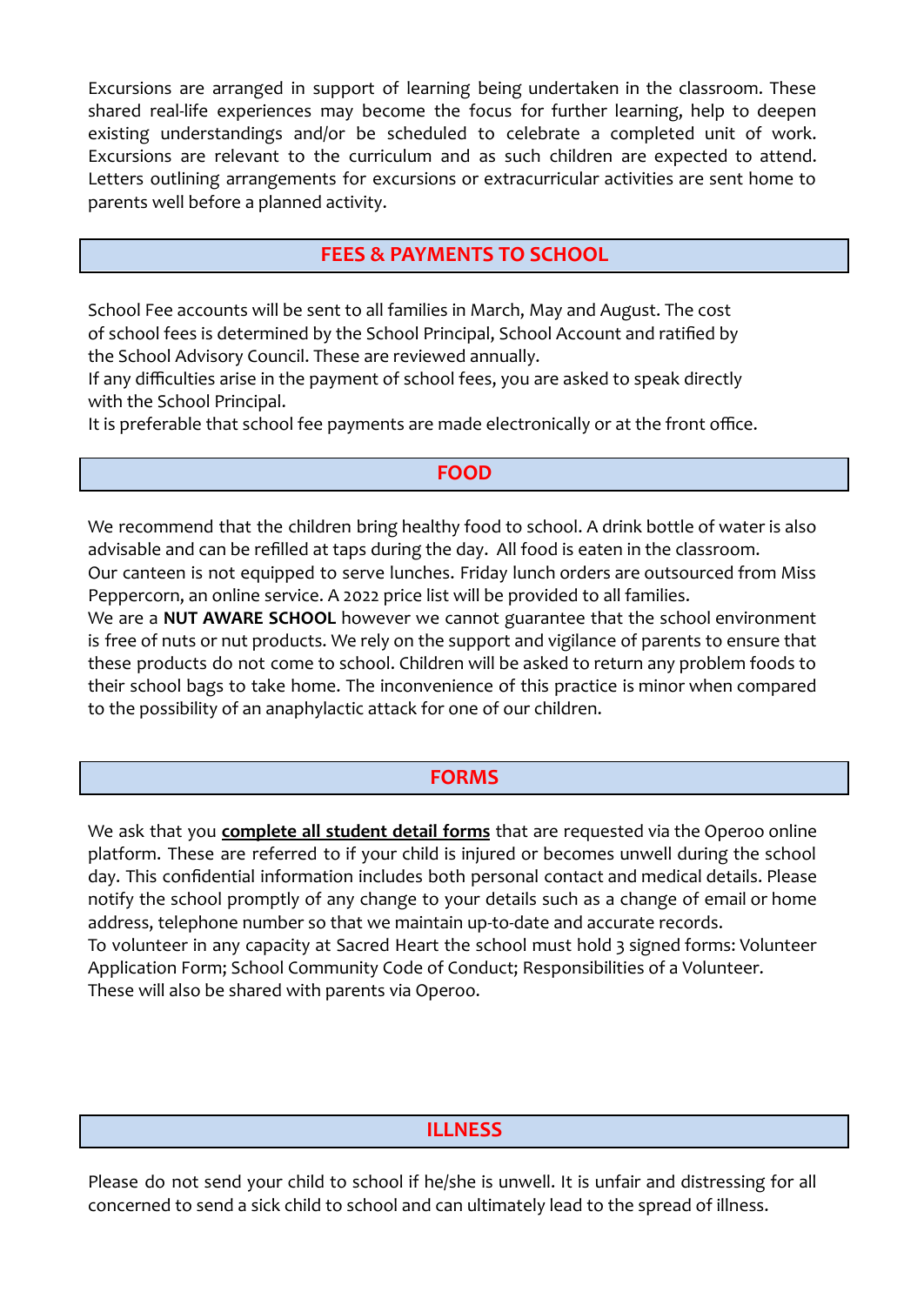Excursions are arranged in support of learning being undertaken in the classroom. These shared real-life experiences may become the focus for further learning, help to deepen existing understandings and/or be scheduled to celebrate a completed unit of work. Excursions are relevant to the curriculum and as such children are expected to attend. Letters outlining arrangements for excursions or extracurricular activities are sent home to parents well before a planned activity.

## FEES & PAYMENTS TO SCHOOL

School Fee accounts will be sent to all families in March, May and August. The cost of school fees is determined by the School Principal, School Account and ratified by the School Advisory Council. These are reviewed annually.
If any difficulties arise in the payment of school fees, you are asked to speak directly with the School Principal.
It is preferable that school fee payments are made electronically or at the front office.

## FOOD

We recommend that the children bring healthy food to school. A drink bottle of water is also advisable and can be refilled at taps during the day. All food is eaten in the classroom.
Our canteen is not equipped to serve lunches. Friday lunch orders are outsourced from Miss Peppercorn, an online service. A 2022 price list will be provided to all families.
We are a **NUT AWARE SCHOOL** however we cannot guarantee that the school environment is free of nuts or nut products. We rely on the support and vigilance of parents to ensure that these products do not come to school. Children will be asked to return any problem foods to their school bags to take home. The inconvenience of this practice is minor when compared to the possibility of an anaphylactic attack for one of our children.

## FORMS

We ask that you **complete all student detail forms** that are requested via the Operoo online platform. These are referred to if your child is injured or becomes unwell during the school day. This confidential information includes both personal contact and medical details. Please notify the school promptly of any change to your details such as a change of email or home address, telephone number so that we maintain up-to-date and accurate records.
To volunteer in any capacity at Sacred Heart the school must hold 3 signed forms: Volunteer Application Form; School Community Code of Conduct; Responsibilities of a Volunteer.
These will also be shared with parents via Operoo.

## ILLNESS

Please do not send your child to school if he/she is unwell. It is unfair and distressing for all concerned to send a sick child to school and can ultimately lead to the spread of illness.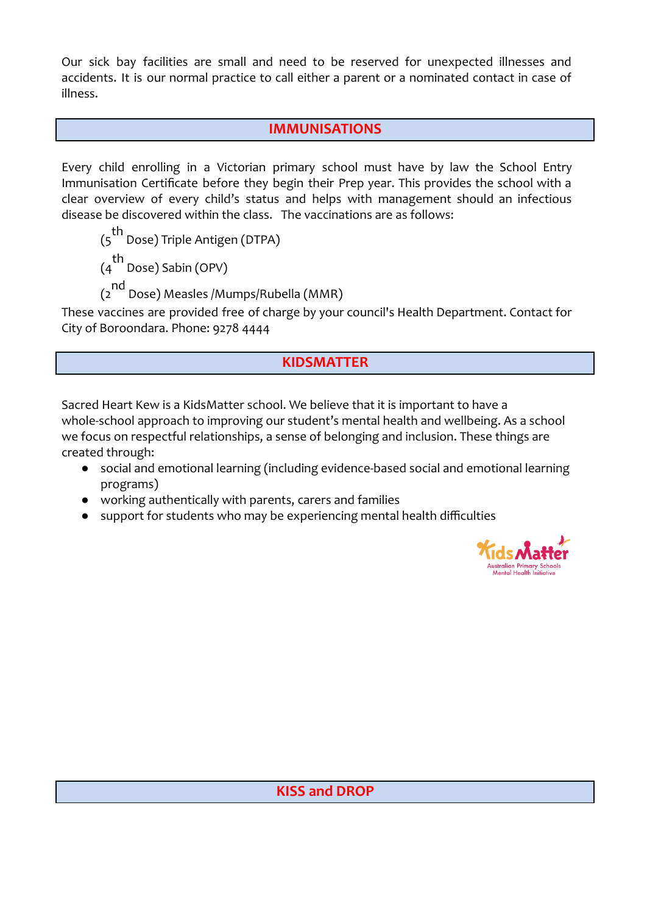Our sick bay facilities are small and need to be reserved for unexpected illnesses and accidents. It is our normal practice to call either a parent or a nominated contact in case of illness.

## IMMUNISATIONS

Every child enrolling in a Victorian primary school must have by law the School Entry Immunisation Certificate before they begin their Prep year. This provides the school with a clear overview of every child's status and helps with management should an infectious disease be discovered within the class. The vaccinations are as follows:

(5th Dose) Triple Antigen (DTPA)

(4th Dose) Sabin (OPV)

(2nd Dose) Measles /Mumps/Rubella (MMR)

These vaccines are provided free of charge by your council's Health Department. Contact for City of Boroondara. Phone: 9278 4444

## KIDSMATTER

Sacred Heart Kew is a KidsMatter school. We believe that it is important to have a whole-school approach to improving our student's mental health and wellbeing. As a school we focus on respectful relationships, a sense of belonging and inclusion. These things are created through:

- social and emotional learning (including evidence-based social and emotional learning programs)
- working authentically with parents, carers and families
- support for students who may be experiencing mental health difficulties

KidsMatter
Australian Primary Schools
Mental Health Initiative

## KISS and DROP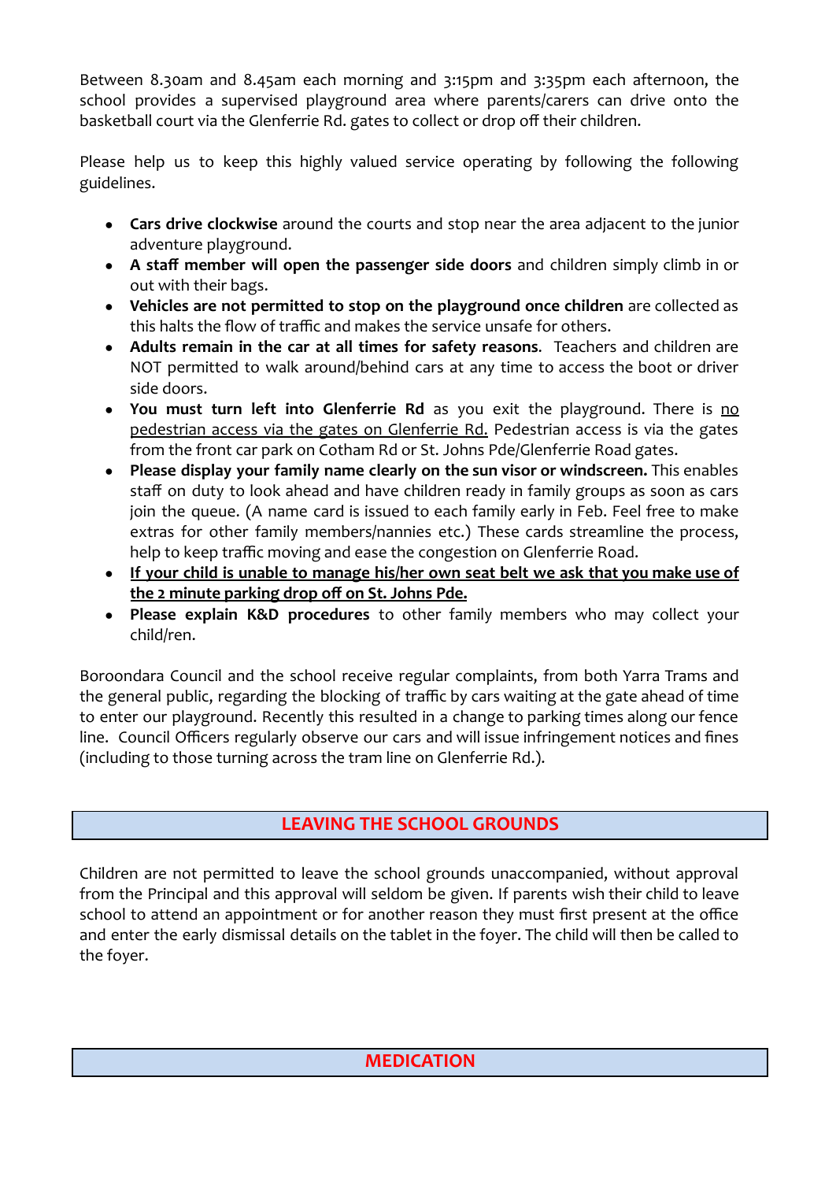Between 8.30am and 8.45am each morning and 3:15pm and 3:35pm each afternoon, the school provides a supervised playground area where parents/carers can drive onto the basketball court via the Glenferrie Rd. gates to collect or drop off their children.

Please help us to keep this highly valued service operating by following the following guidelines.

- **Cars drive clockwise** around the courts and stop near the area adjacent to the junior adventure playground.
- **A staff member will open the passenger side doors** and children simply climb in or out with their bags.
- **Vehicles are not permitted to stop on the playground once children** are collected as this halts the flow of traffic and makes the service unsafe for others.
- **Adults remain in the car at all times for safety reasons**. Teachers and children are NOT permitted to walk around/behind cars at any time to access the boot or driver side doors.
- **You must turn left into Glenferrie Rd** as you exit the playground. There is <u>no pedestrian access via the gates on Glenferrie Rd.</u> Pedestrian access is via the gates from the front car park on Cotham Rd or St. Johns Pde/Glenferrie Road gates.
- **Please display your family name clearly on the sun visor or windscreen.** This enables staff on duty to look ahead and have children ready in family groups as soon as cars join the queue. (A name card is issued to each family early in Feb. Feel free to make extras for other family members/nannies etc.) These cards streamline the process, help to keep traffic moving and ease the congestion on Glenferrie Road.
- **<u>If your child is unable to manage his/her own seat belt we ask that you make use of the 2 minute parking drop off on St. Johns Pde.</u>**
- **Please explain K&D procedures** to other family members who may collect your child/ren.

Boroondara Council and the school receive regular complaints, from both Yarra Trams and the general public, regarding the blocking of traffic by cars waiting at the gate ahead of time to enter our playground. Recently this resulted in a change to parking times along our fence line. Council Officers regularly observe our cars and will issue infringement notices and fines (including to those turning across the tram line on Glenferrie Rd.).

## LEAVING THE SCHOOL GROUNDS

Children are not permitted to leave the school grounds unaccompanied, without approval from the Principal and this approval will seldom be given. If parents wish their child to leave school to attend an appointment or for another reason they must first present at the office and enter the early dismissal details on the tablet in the foyer. The child will then be called to the foyer.

## MEDICATION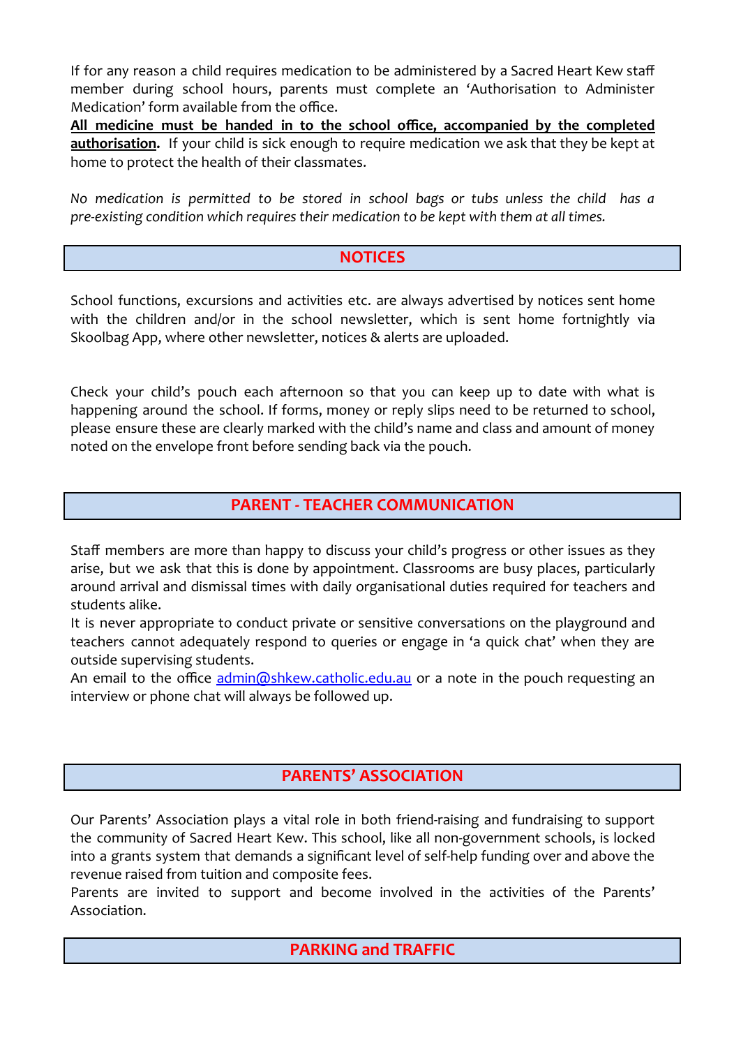If for any reason a child requires medication to be administered by a Sacred Heart Kew staff member during school hours, parents must complete an 'Authorisation to Administer Medication' form available from the office.

**<u>All medicine must be handed in to the school office, accompanied by the completed authorisation</u>.** If your child is sick enough to require medication we ask that they be kept at home to protect the health of their classmates.

*No medication is permitted to be stored in school bags or tubs unless the child has a pre-existing condition which requires their medication to be kept with them at all times.*

## NOTICES

School functions, excursions and activities etc. are always advertised by notices sent home with the children and/or in the school newsletter, which is sent home fortnightly via Skoolbag App, where other newsletter, notices & alerts are uploaded.

Check your child's pouch each afternoon so that you can keep up to date with what is happening around the school. If forms, money or reply slips need to be returned to school, please ensure these are clearly marked with the child's name and class and amount of money noted on the envelope front before sending back via the pouch.

## PARENT - TEACHER COMMUNICATION

Staff members are more than happy to discuss your child's progress or other issues as they arise, but we ask that this is done by appointment. Classrooms are busy places, particularly around arrival and dismissal times with daily organisational duties required for teachers and students alike.

It is never appropriate to conduct private or sensitive conversations on the playground and teachers cannot adequately respond to queries or engage in 'a quick chat' when they are outside supervising students.

An email to the office admin@shkew.catholic.edu.au or a note in the pouch requesting an interview or phone chat will always be followed up.

## PARENTS' ASSOCIATION

Our Parents' Association plays a vital role in both friend-raising and fundraising to support the community of Sacred Heart Kew. This school, like all non-government schools, is locked into a grants system that demands a significant level of self-help funding over and above the revenue raised from tuition and composite fees.

Parents are invited to support and become involved in the activities of the Parents' Association.

## PARKING and TRAFFIC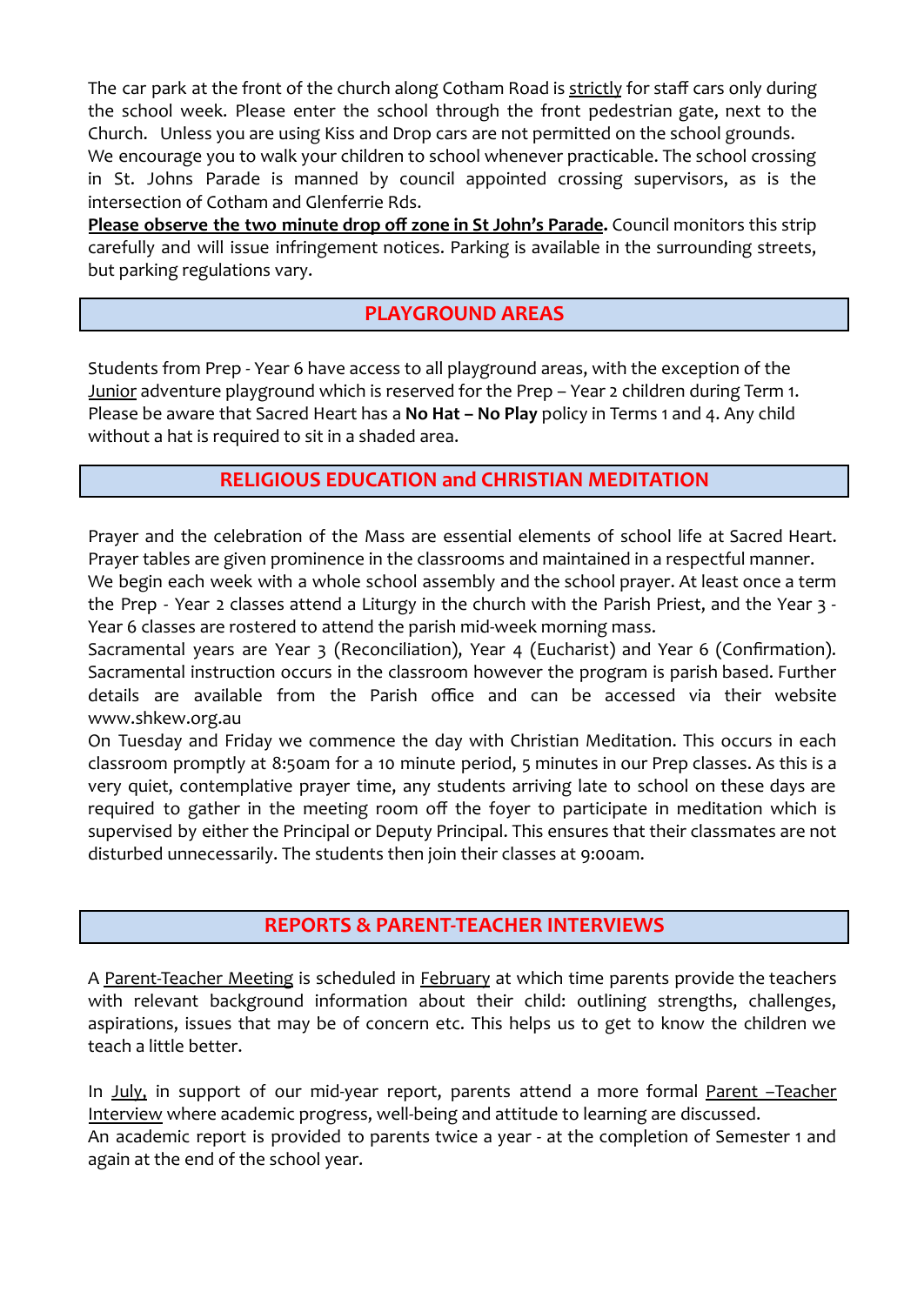The car park at the front of the church along Cotham Road is strictly for staff cars only during the school week. Please enter the school through the front pedestrian gate, next to the Church. Unless you are using Kiss and Drop cars are not permitted on the school grounds.
We encourage you to walk your children to school whenever practicable. The school crossing in St. Johns Parade is manned by council appointed crossing supervisors, as is the intersection of Cotham and Glenferrie Rds.
**Please observe the two minute drop off zone in St John's Parade.** Council monitors this strip carefully and will issue infringement notices. Parking is available in the surrounding streets, but parking regulations vary.

## PLAYGROUND AREAS

Students from Prep - Year 6 have access to all playground areas, with the exception of the Junior adventure playground which is reserved for the Prep – Year 2 children during Term 1. Please be aware that Sacred Heart has a **No Hat – No Play** policy in Terms 1 and 4. Any child without a hat is required to sit in a shaded area.

## RELIGIOUS EDUCATION and CHRISTIAN MEDITATION

Prayer and the celebration of the Mass are essential elements of school life at Sacred Heart. Prayer tables are given prominence in the classrooms and maintained in a respectful manner.
We begin each week with a whole school assembly and the school prayer. At least once a term the Prep - Year 2 classes attend a Liturgy in the church with the Parish Priest, and the Year 3 - Year 6 classes are rostered to attend the parish mid-week morning mass.
Sacramental years are Year 3 (Reconciliation), Year 4 (Eucharist) and Year 6 (Confirmation). Sacramental instruction occurs in the classroom however the program is parish based. Further details are available from the Parish office and can be accessed via their website www.shkew.org.au
On Tuesday and Friday we commence the day with Christian Meditation. This occurs in each classroom promptly at 8:50am for a 10 minute period, 5 minutes in our Prep classes. As this is a very quiet, contemplative prayer time, any students arriving late to school on these days are required to gather in the meeting room off the foyer to participate in meditation which is supervised by either the Principal or Deputy Principal. This ensures that their classmates are not disturbed unnecessarily. The students then join their classes at 9:00am.

## REPORTS & PARENT-TEACHER INTERVIEWS

A Parent-Teacher Meeting is scheduled in February at which time parents provide the teachers with relevant background information about their child: outlining strengths, challenges, aspirations, issues that may be of concern etc. This helps us to get to know the children we teach a little better.

In July, in support of our mid-year report, parents attend a more formal Parent –Teacher Interview where academic progress, well-being and attitude to learning are discussed.
An academic report is provided to parents twice a year - at the completion of Semester 1 and again at the end of the school year.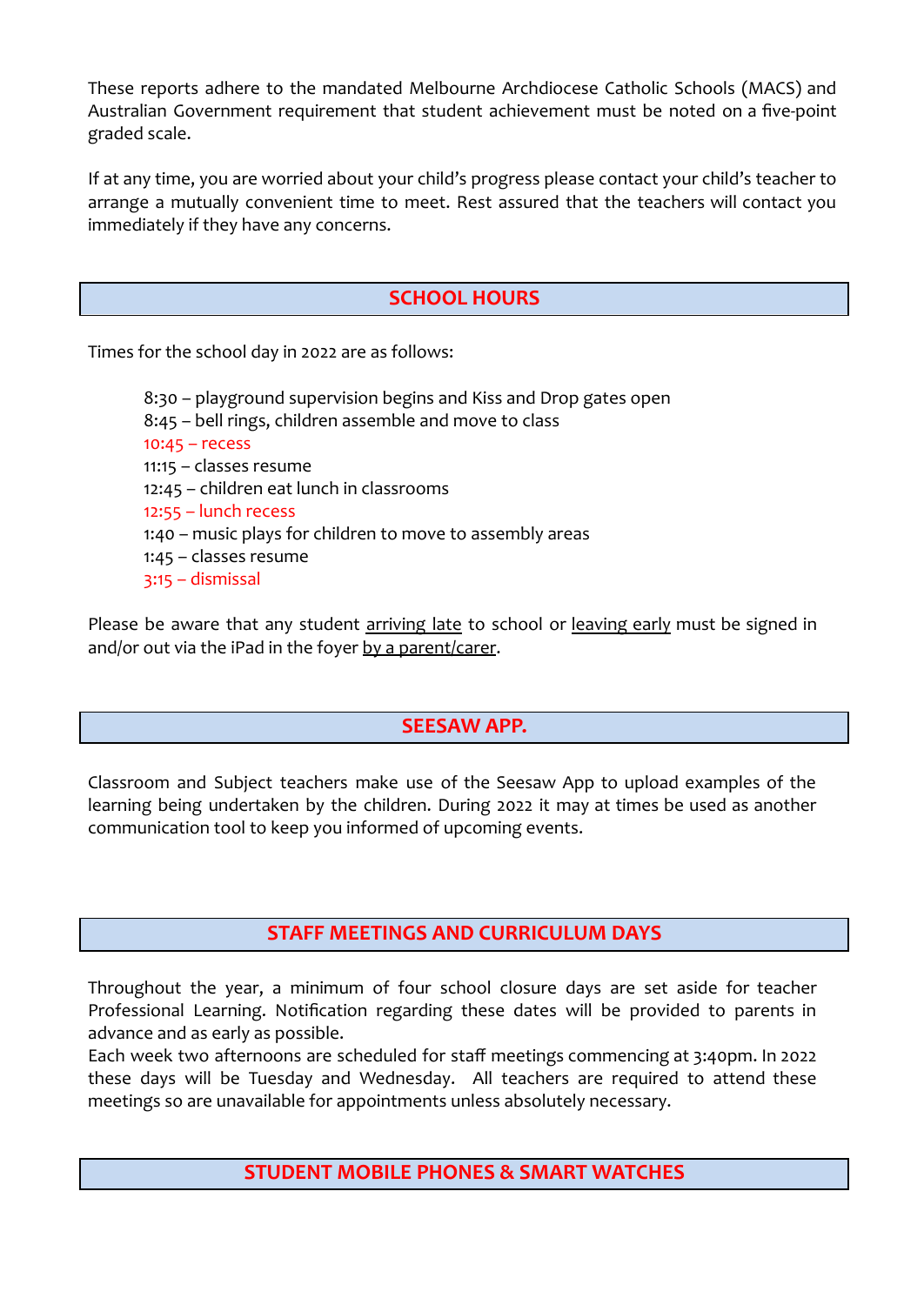These reports adhere to the mandated Melbourne Archdiocese Catholic Schools (MACS) and Australian Government requirement that student achievement must be noted on a five-point graded scale.

If at any time, you are worried about your child's progress please contact your child's teacher to arrange a mutually convenient time to meet. Rest assured that the teachers will contact you immediately if they have any concerns.

## SCHOOL HOURS

Times for the school day in 2022 are as follows:

8:30 – playground supervision begins and Kiss and Drop gates open
8:45 – bell rings, children assemble and move to class
10:45 – recess
11:15 – classes resume
12:45 – children eat lunch in classrooms
12:55 – lunch recess
1:40 – music plays for children to move to assembly areas
1:45 – classes resume
3:15 – dismissal

Please be aware that any student arriving late to school or leaving early must be signed in and/or out via the iPad in the foyer by a parent/carer.

## SEESAW APP.

Classroom and Subject teachers make use of the Seesaw App to upload examples of the learning being undertaken by the children. During 2022 it may at times be used as another communication tool to keep you informed of upcoming events.

## STAFF MEETINGS AND CURRICULUM DAYS

Throughout the year, a minimum of four school closure days are set aside for teacher Professional Learning. Notification regarding these dates will be provided to parents in advance and as early as possible.
Each week two afternoons are scheduled for staff meetings commencing at 3:40pm. In 2022 these days will be Tuesday and Wednesday. All teachers are required to attend these meetings so are unavailable for appointments unless absolutely necessary.

## STUDENT MOBILE PHONES & SMART WATCHES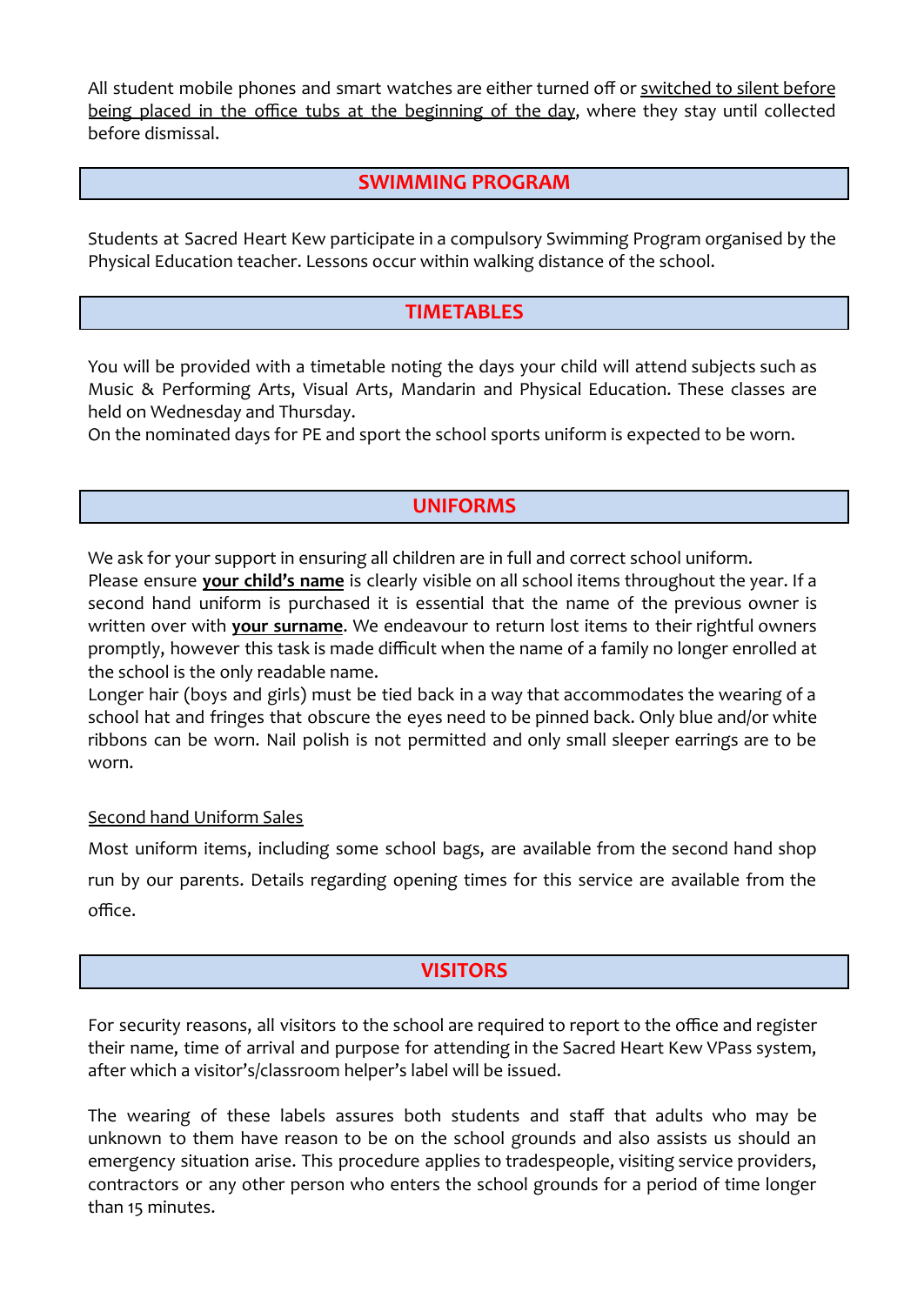All student mobile phones and smart watches are either turned off or <u>switched to silent before being placed in the office tubs at the beginning of the day</u>, where they stay until collected before dismissal.

## SWIMMING PROGRAM

Students at Sacred Heart Kew participate in a compulsory Swimming Program organised by the Physical Education teacher. Lessons occur within walking distance of the school.

## TIMETABLES

You will be provided with a timetable noting the days your child will attend subjects such as Music & Performing Arts, Visual Arts, Mandarin and Physical Education. These classes are held on Wednesday and Thursday.
On the nominated days for PE and sport the school sports uniform is expected to be worn.

## UNIFORMS

We ask for your support in ensuring all children are in full and correct school uniform.
Please ensure **<u>your child's name</u>** is clearly visible on all school items throughout the year. If a second hand uniform is purchased it is essential that the name of the previous owner is written over with **<u>your surname</u>**. We endeavour to return lost items to their rightful owners promptly, however this task is made difficult when the name of a family no longer enrolled at the school is the only readable name.
Longer hair (boys and girls) must be tied back in a way that accommodates the wearing of a school hat and fringes that obscure the eyes need to be pinned back. Only blue and/or white ribbons can be worn. Nail polish is not permitted and only small sleeper earrings are to be worn.

<u>Second hand Uniform Sales</u>

Most uniform items, including some school bags, are available from the second hand shop run by our parents. Details regarding opening times for this service are available from the office.

## VISITORS

For security reasons, all visitors to the school are required to report to the office and register their name, time of arrival and purpose for attending in the Sacred Heart Kew VPass system, after which a visitor's/classroom helper's label will be issued.

The wearing of these labels assures both students and staff that adults who may be unknown to them have reason to be on the school grounds and also assists us should an emergency situation arise. This procedure applies to tradespeople, visiting service providers, contractors or any other person who enters the school grounds for a period of time longer than 15 minutes.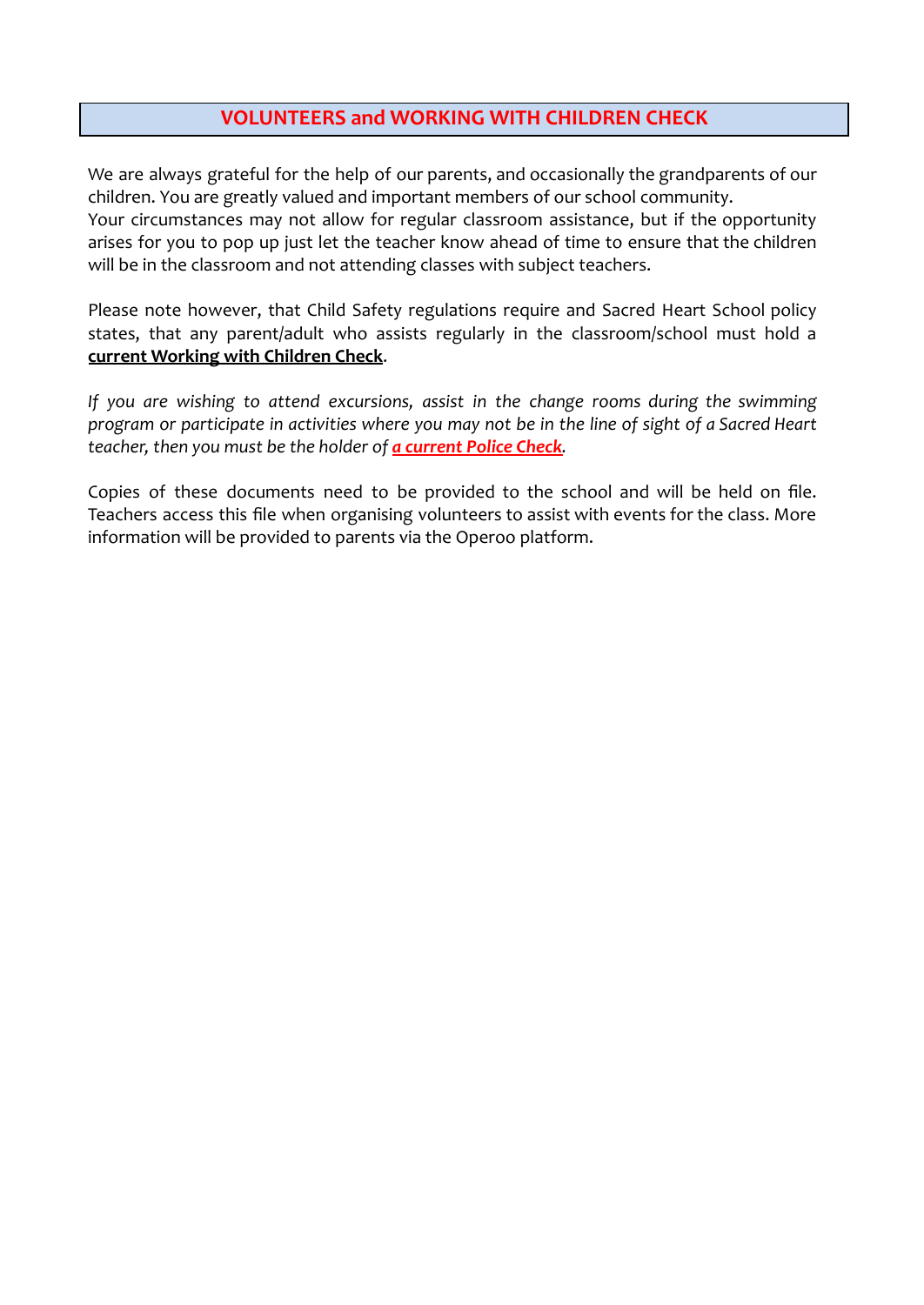## VOLUNTEERS and WORKING WITH CHILDREN CHECK

We are always grateful for the help of our parents, and occasionally the grandparents of our children. You are greatly valued and important members of our school community.
Your circumstances may not allow for regular classroom assistance, but if the opportunity arises for you to pop up just let the teacher know ahead of time to ensure that the children will be in the classroom and not attending classes with subject teachers.

Please note however, that Child Safety regulations require and Sacred Heart School policy states, that any parent/adult who assists regularly in the classroom/school must hold a **current Working with Children Check**.

*If you are wishing to attend excursions, assist in the change rooms during the swimming program or participate in activities where you may not be in the line of sight of a Sacred Heart teacher, then you must be the holder of* ***a current Police Check****.*

Copies of these documents need to be provided to the school and will be held on file. Teachers access this file when organising volunteers to assist with events for the class. More information will be provided to parents via the Operoo platform.